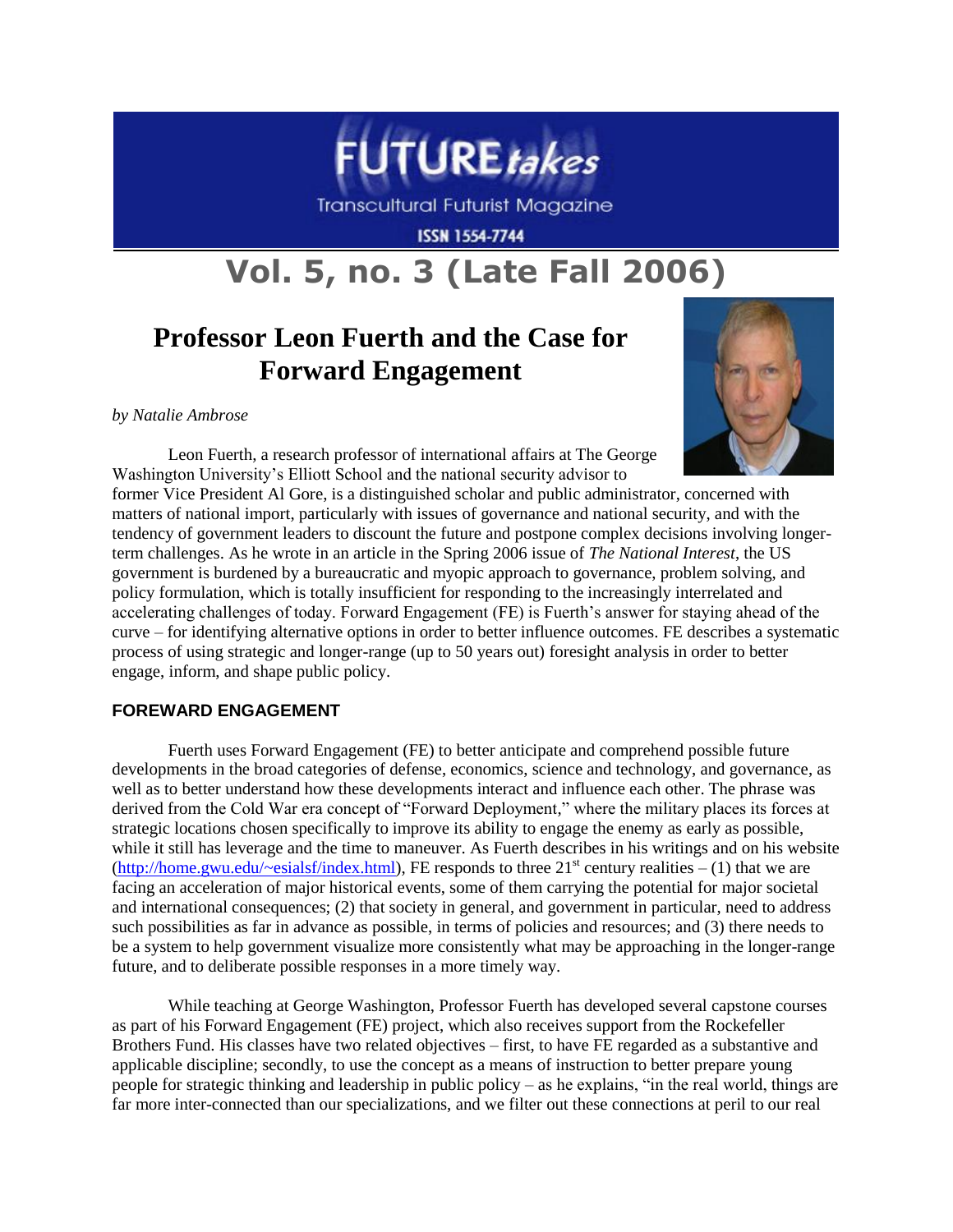# FUTURE *takes*

Transcultural Futurist Magazine

ISSN 1554-7744

# Vol. 5, no. 3 (Late Fall 2006)

## Professor Leon Fuerth and the Case for Forward Engagement

*by Natalie Ambrose*

Leon Fuerth, a research professor of international affairs at The George Washington University's Elliott School and the national security advisor to former Vice President Al Gore, is a distinguished scholar and public administrator, concerned with matters of national import, particularly with issues of governance and national security, and with the tendency of government leaders to discount the future and postpone complex decisions involving longer-term challenges. As he wrote in an article in the Spring 2006 issue of *The National Interest*, the US government is burdened by a bureaucratic and myopic approach to governance, problem solving, and policy formulation, which is totally insufficient for responding to the increasingly interrelated and accelerating challenges of today. Forward Engagement (FE) is Fuerth's answer for staying ahead of the curve – for identifying alternative options in order to better influence outcomes. FE describes a systematic process of using strategic and longer-range (up to 50 years out) foresight analysis in order to better engage, inform, and shape public policy.

### FOREWARD ENGAGEMENT

Fuerth uses Forward Engagement (FE) to better anticipate and comprehend possible future developments in the broad categories of defense, economics, science and technology, and governance, as well as to better understand how these developments interact and influence each other. The phrase was derived from the Cold War era concept of "Forward Deployment," where the military places its forces at strategic locations chosen specifically to improve its ability to engage the enemy as early as possible, while it still has leverage and the time to maneuver. As Fuerth describes in his writings and on his website (http://home.gwu.edu/~esialsf/index.html), FE responds to three 21st century realities – (1) that we are facing an acceleration of major historical events, some of them carrying the potential for major societal and international consequences; (2) that society in general, and government in particular, need to address such possibilities as far in advance as possible, in terms of policies and resources; and (3) there needs to be a system to help government visualize more consistently what may be approaching in the longer-range future, and to deliberate possible responses in a more timely way.

While teaching at George Washington, Professor Fuerth has developed several capstone courses as part of his Forward Engagement (FE) project, which also receives support from the Rockefeller Brothers Fund. His classes have two related objectives – first, to have FE regarded as a substantive and applicable discipline; secondly, to use the concept as a means of instruction to better prepare young people for strategic thinking and leadership in public policy – as he explains, "in the real world, things are far more inter-connected than our specializations, and we filter out these connections at peril to our real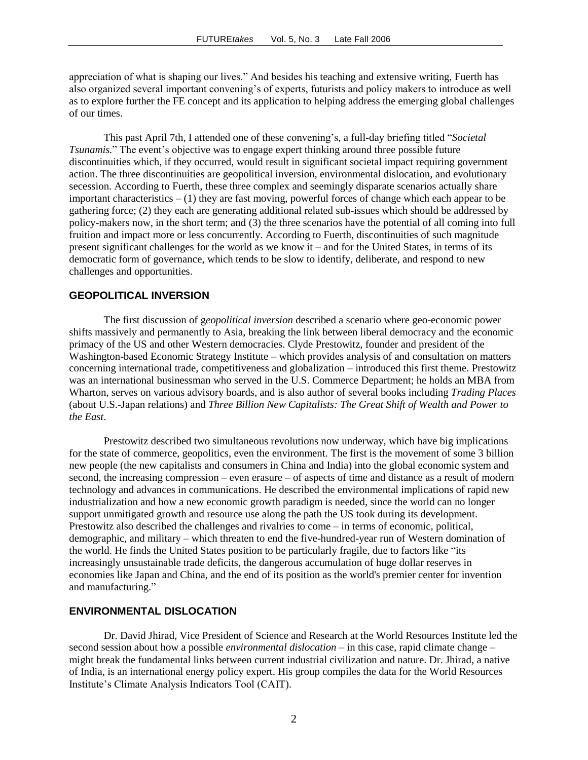appreciation of what is shaping our lives." And besides his teaching and extensive writing, Fuerth has also organized several important convening's of experts, futurists and policy makers to introduce as well as to explore further the FE concept and its application to helping address the emerging global challenges of our times.

This past April 7th, I attended one of these convening's, a full-day briefing titled "*Societal Tsunamis.*" The event's objective was to engage expert thinking around three possible future discontinuities which, if they occurred, would result in significant societal impact requiring government action. The three discontinuities are geopolitical inversion, environmental dislocation, and evolutionary secession. According to Fuerth, these three complex and seemingly disparate scenarios actually share important characteristics – (1) they are fast moving, powerful forces of change which each appear to be gathering force; (2) they each are generating additional related sub-issues which should be addressed by policy-makers now, in the short term; and (3) the three scenarios have the potential of all coming into full fruition and impact more or less concurrently. According to Fuerth, discontinuities of such magnitude present significant challenges for the world as we know it – and for the United States, in terms of its democratic form of governance, which tends to be slow to identify, deliberate, and respond to new challenges and opportunities.

## GEOPOLITICAL INVERSION

The first discussion of g*eopolitical inversion* described a scenario where geo-economic power shifts massively and permanently to Asia, breaking the link between liberal democracy and the economic primacy of the US and other Western democracies. Clyde Prestowitz, founder and president of the Washington-based Economic Strategy Institute – which provides analysis of and consultation on matters concerning international trade, competitiveness and globalization – introduced this first theme. Prestowitz was an international businessman who served in the U.S. Commerce Department; he holds an MBA from Wharton, serves on various advisory boards, and is also author of several books including *Trading Places* (about U.S.-Japan relations) and *Three Billion New Capitalists: The Great Shift of Wealth and Power to the East*.

Prestowitz described two simultaneous revolutions now underway, which have big implications for the state of commerce, geopolitics, even the environment. The first is the movement of some 3 billion new people (the new capitalists and consumers in China and India) into the global economic system and second, the increasing compression – even erasure – of aspects of time and distance as a result of modern technology and advances in communications. He described the environmental implications of rapid new industrialization and how a new economic growth paradigm is needed, since the world can no longer support unmitigated growth and resource use along the path the US took during its development. Prestowitz also described the challenges and rivalries to come – in terms of economic, political, demographic, and military – which threaten to end the five-hundred-year run of Western domination of the world. He finds the United States position to be particularly fragile, due to factors like "its increasingly unsustainable trade deficits, the dangerous accumulation of huge dollar reserves in economies like Japan and China, and the end of its position as the world's premier center for invention and manufacturing."

## ENVIRONMENTAL DISLOCATION

Dr. David Jhirad, Vice President of Science and Research at the World Resources Institute led the second session about how a possible *environmental dislocation* – in this case, rapid climate change – might break the fundamental links between current industrial civilization and nature. Dr. Jhirad, a native of India, is an international energy policy expert. His group compiles the data for the World Resources Institute's Climate Analysis Indicators Tool (CAIT).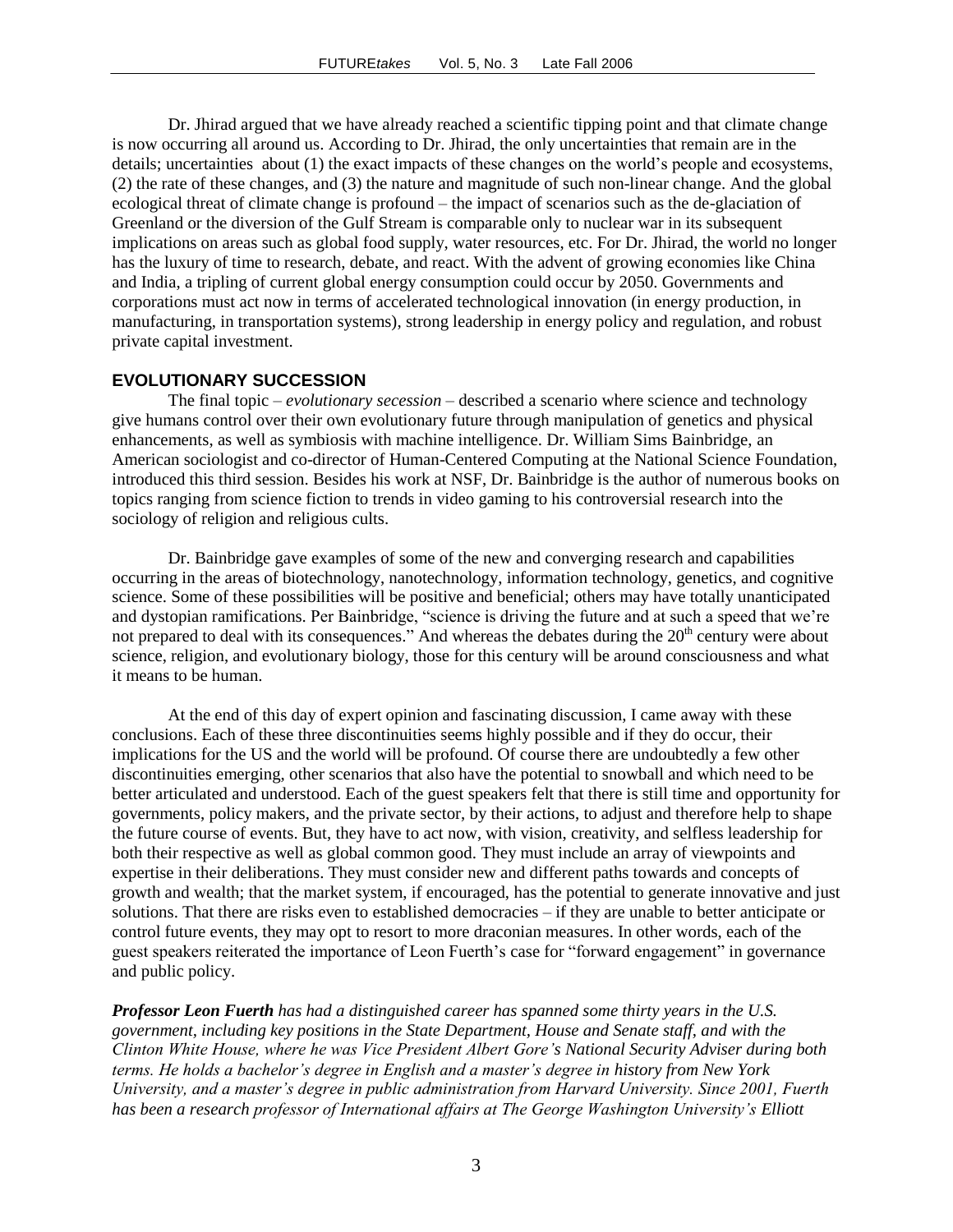Dr. Jhirad argued that we have already reached a scientific tipping point and that climate change is now occurring all around us. According to Dr. Jhirad, the only uncertainties that remain are in the details; uncertainties about (1) the exact impacts of these changes on the world's people and ecosystems, (2) the rate of these changes, and (3) the nature and magnitude of such non-linear change. And the global ecological threat of climate change is profound – the impact of scenarios such as the de-glaciation of Greenland or the diversion of the Gulf Stream is comparable only to nuclear war in its subsequent implications on areas such as global food supply, water resources, etc. For Dr. Jhirad, the world no longer has the luxury of time to research, debate, and react. With the advent of growing economies like China and India, a tripling of current global energy consumption could occur by 2050. Governments and corporations must act now in terms of accelerated technological innovation (in energy production, in manufacturing, in transportation systems), strong leadership in energy policy and regulation, and robust private capital investment.

### EVOLUTIONARY SUCCESSION

The final topic – *evolutionary secession* – described a scenario where science and technology give humans control over their own evolutionary future through manipulation of genetics and physical enhancements, as well as symbiosis with machine intelligence. Dr. William Sims Bainbridge, an American sociologist and co-director of Human-Centered Computing at the National Science Foundation, introduced this third session. Besides his work at NSF, Dr. Bainbridge is the author of numerous books on topics ranging from science fiction to trends in video gaming to his controversial research into the sociology of religion and religious cults.

Dr. Bainbridge gave examples of some of the new and converging research and capabilities occurring in the areas of biotechnology, nanotechnology, information technology, genetics, and cognitive science. Some of these possibilities will be positive and beneficial; others may have totally unanticipated and dystopian ramifications. Per Bainbridge, "science is driving the future and at such a speed that we're not prepared to deal with its consequences." And whereas the debates during the 20th century were about science, religion, and evolutionary biology, those for this century will be around consciousness and what it means to be human.

At the end of this day of expert opinion and fascinating discussion, I came away with these conclusions. Each of these three discontinuities seems highly possible and if they do occur, their implications for the US and the world will be profound. Of course there are undoubtedly a few other discontinuities emerging, other scenarios that also have the potential to snowball and which need to be better articulated and understood. Each of the guest speakers felt that there is still time and opportunity for governments, policy makers, and the private sector, by their actions, to adjust and therefore help to shape the future course of events. But, they have to act now, with vision, creativity, and selfless leadership for both their respective as well as global common good. They must include an array of viewpoints and expertise in their deliberations. They must consider new and different paths towards and concepts of growth and wealth; that the market system, if encouraged, has the potential to generate innovative and just solutions. That there are risks even to established democracies – if they are unable to better anticipate or control future events, they may opt to resort to more draconian measures. In other words, each of the guest speakers reiterated the importance of Leon Fuerth's case for "forward engagement" in governance and public policy.

***Professor Leon Fuerth** has had a distinguished career has spanned some thirty years in the U.S. government, including key positions in the State Department, House and Senate staff, and with the Clinton White House, where he was Vice President Albert Gore's National Security Adviser during both terms. He holds a bachelor's degree in English and a master's degree in history from New York University, and a master's degree in public administration from Harvard University. Since 2001, Fuerth has been a research professor of International affairs at The George Washington University's Elliott*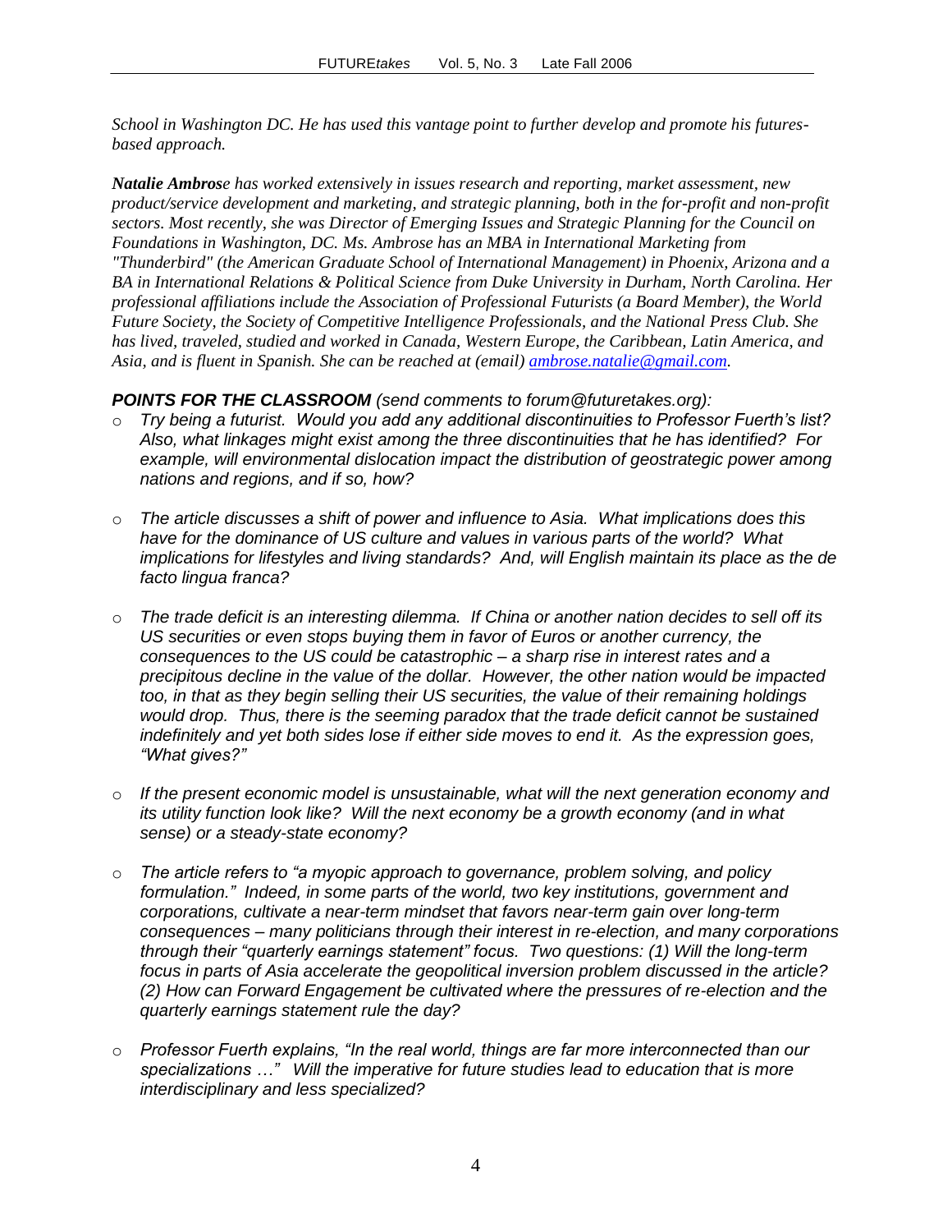*School in Washington DC. He has used this vantage point to further develop and promote his futures-based approach.*

***Natalie Ambrose** has worked extensively in issues research and reporting, market assessment, new product/service development and marketing, and strategic planning, both in the for-profit and non-profit sectors. Most recently, she was Director of Emerging Issues and Strategic Planning for the Council on Foundations in Washington, DC. Ms. Ambrose has an MBA in International Marketing from "Thunderbird" (the American Graduate School of International Management) in Phoenix, Arizona and a BA in International Relations & Political Science from Duke University in Durham, North Carolina. Her professional affiliations include the Association of Professional Futurists (a Board Member), the World Future Society, the Society of Competitive Intelligence Professionals, and the National Press Club. She has lived, traveled, studied and worked in Canada, Western Europe, the Caribbean, Latin America, and Asia, and is fluent in Spanish. She can be reached at (email) [ambrose.natalie@gmail.com](mailto:ambrose.natalie@gmail.com).*

***POINTS FOR THE CLASSROOM** (send comments to forum@futuretakes.org):*

- *Try being a futurist. Would you add any additional discontinuities to Professor Fuerth's list? Also, what linkages might exist among the three discontinuities that he has identified? For example, will environmental dislocation impact the distribution of geostrategic power among nations and regions, and if so, how?*
- *The article discusses a shift of power and influence to Asia. What implications does this have for the dominance of US culture and values in various parts of the world? What implications for lifestyles and living standards? And, will English maintain its place as the de facto lingua franca?*
- *The trade deficit is an interesting dilemma. If China or another nation decides to sell off its US securities or even stops buying them in favor of Euros or another currency, the consequences to the US could be catastrophic – a sharp rise in interest rates and a precipitous decline in the value of the dollar. However, the other nation would be impacted too, in that as they begin selling their US securities, the value of their remaining holdings would drop. Thus, there is the seeming paradox that the trade deficit cannot be sustained indefinitely and yet both sides lose if either side moves to end it. As the expression goes, "What gives?"*
- *If the present economic model is unsustainable, what will the next generation economy and its utility function look like? Will the next economy be a growth economy (and in what sense) or a steady-state economy?*
- *The article refers to "a myopic approach to governance, problem solving, and policy formulation." Indeed, in some parts of the world, two key institutions, government and corporations, cultivate a near-term mindset that favors near-term gain over long-term consequences – many politicians through their interest in re-election, and many corporations through their "quarterly earnings statement" focus. Two questions: (1) Will the long-term focus in parts of Asia accelerate the geopolitical inversion problem discussed in the article? (2) How can Forward Engagement be cultivated where the pressures of re-election and the quarterly earnings statement rule the day?*
- *Professor Fuerth explains, "In the real world, things are far more interconnected than our specializations …" Will the imperative for future studies lead to education that is more interdisciplinary and less specialized?*